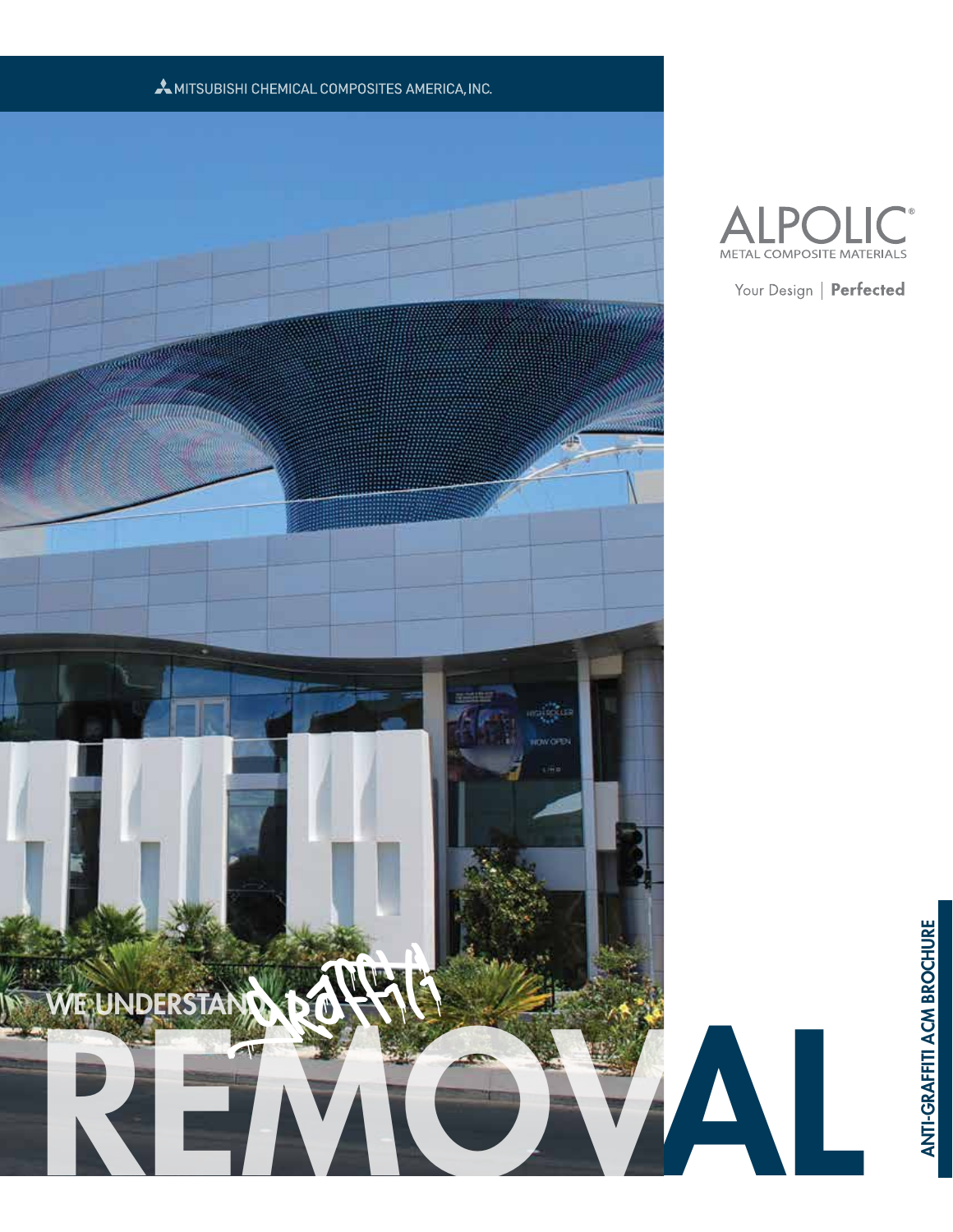MITSUBISHI CHEMICAL COMPOSITES AMERICA, INC.

# ALPOLIC®

METAL COMPOSITE MATERIALS

Your Design | **Perfected**

WE UNDERSTAND Graffiti

# REMOVAL

**ANTI-GRAFFITI ACM BROCHURE**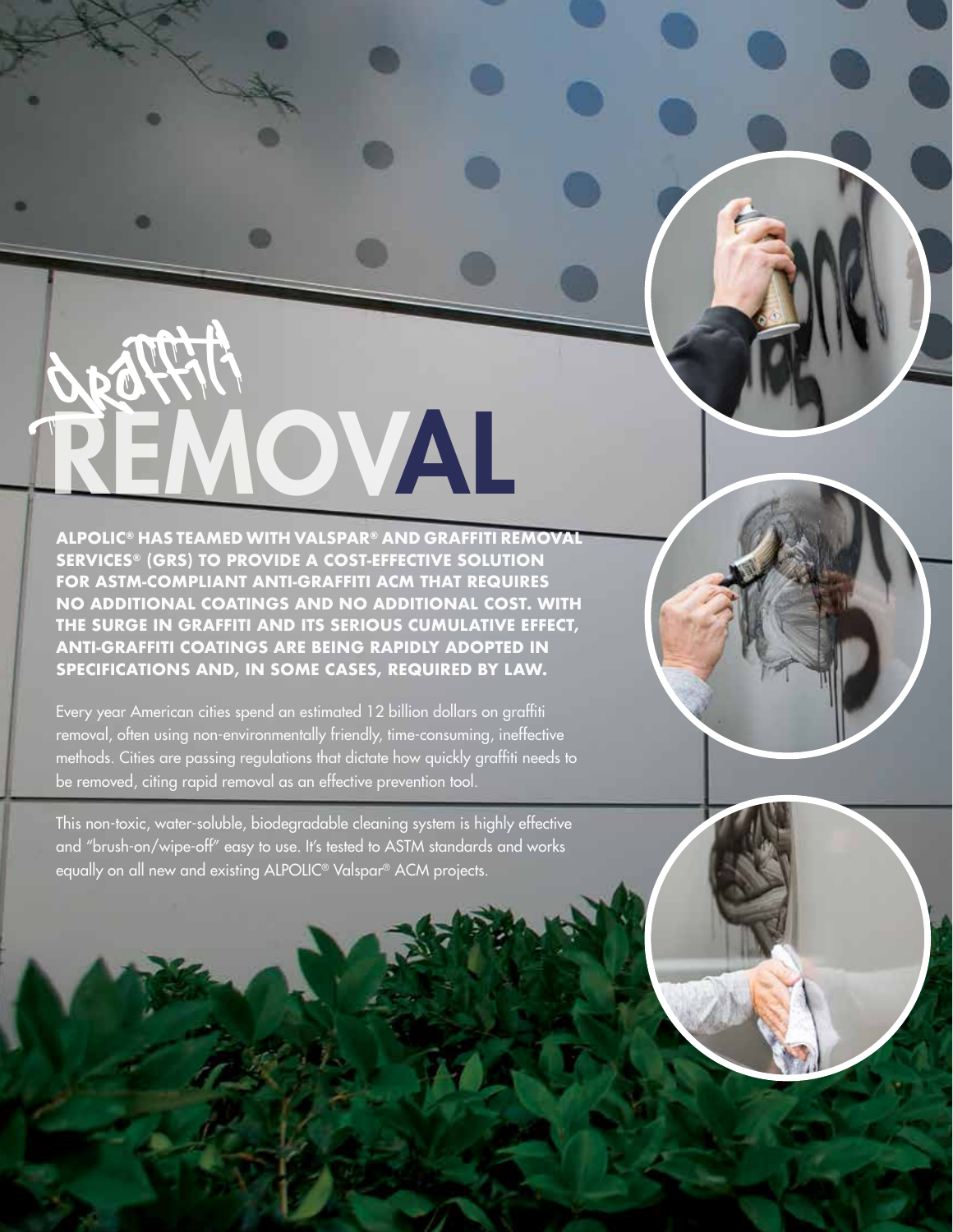# graffiti REMOVAL

**ALPOLIC® HAS TEAMED WITH VALSPAR® AND GRAFFITI REMOVAL SERVICES® (GRS) TO PROVIDE A COST-EFFECTIVE SOLUTION FOR ASTM-COMPLIANT ANTI-GRAFFITI ACM THAT REQUIRES NO ADDITIONAL COATINGS AND NO ADDITIONAL COST. WITH THE SURGE IN GRAFFITI AND ITS SERIOUS CUMULATIVE EFFECT, ANTI-GRAFFITI COATINGS ARE BEING RAPIDLY ADOPTED IN SPECIFICATIONS AND, IN SOME CASES, REQUIRED BY LAW.**

Every year American cities spend an estimated 12 billion dollars on graffiti removal, often using non-environmentally friendly, time-consuming, ineffective methods. Cities are passing regulations that dictate how quickly graffiti needs to be removed, citing rapid removal as an effective prevention tool.

This non-toxic, water-soluble, biodegradable cleaning system is highly effective and "brush-on/wipe-off" easy to use. It's tested to ASTM standards and works equally on all new and existing ALPOLIC® Valspar® ACM projects.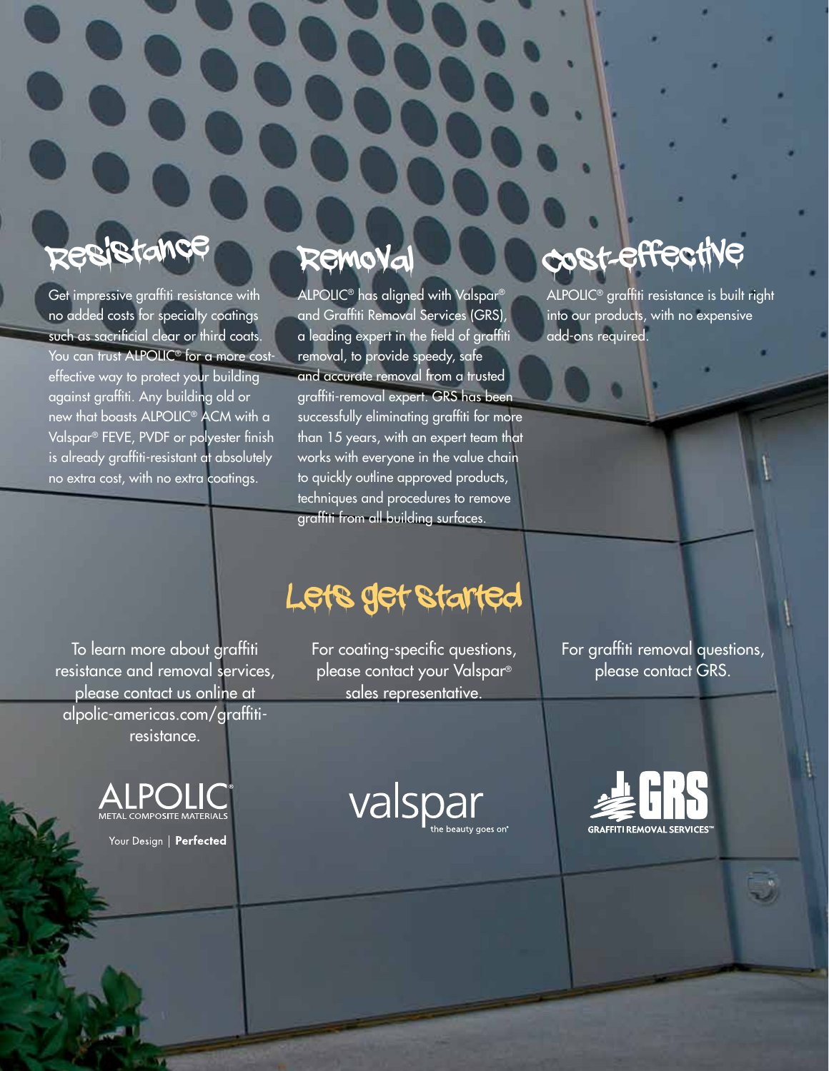## Resistance

Get impressive graffiti resistance with no added costs for specialty coatings such as sacrificial clear or third coats. You can trust ALPOLIC® for a more cost-effective way to protect your building against graffiti. Any building old or new that boasts ALPOLIC® ACM with a Valspar® FEVE, PVDF or polyester finish is already graffiti-resistant at absolutely no extra cost, with no extra coatings.

## Removal

ALPOLIC® has aligned with Valspar® and Graffiti Removal Services (GRS), a leading expert in the field of graffiti removal, to provide speedy, safe and accurate removal from a trusted graffiti-removal expert. GRS has been successfully eliminating graffiti for more than 15 years, with an expert team that works with everyone in the value chain to quickly outline approved products, techniques and procedures to remove graffiti from all building surfaces.

## Cost-effective

ALPOLIC® graffiti resistance is built right into our products, with no expensive add-ons required.

## Lets get Started

To learn more about graffiti resistance and removal services, please contact us online at alpolic-americas.com/graffiti-resistance.

For coating-specific questions, please contact your Valspar® sales representative.

For graffiti removal questions, please contact GRS.

ALPOLIC® METAL COMPOSITE MATERIALS

Your Design | **Perfected**

valspar the beauty goes on®

GRS GRAFFITI REMOVAL SERVICES™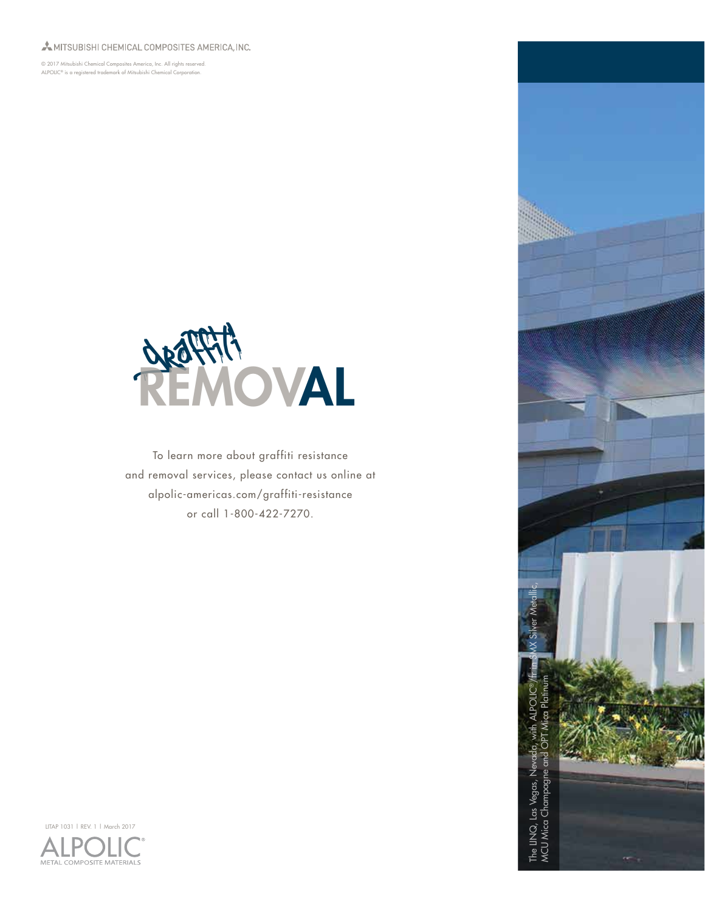MITSUBISHI CHEMICAL COMPOSITES AMERICA, INC.

© 2017 Mitsubishi Chemical Composites America, Inc. All rights reserved.
ALPOLIC® is a registered trademark of Mitsubishi Chemical Corporation.

# graffiti REMOVAL

To learn more about graffiti resistance
and removal services, please contact us online at
alpolic-americas.com/graffiti-resistance
or call 1-800-422-7270.

The LINQ, Las Vegas, Nevada, with ALPOLIC®/fr in SMX Silver Metallic, MCU Mica Champagne and OPT Mica Platinum

LITAP 1031 | REV. 1 | March 2017

ALPOLIC®
METAL COMPOSITE MATERIALS